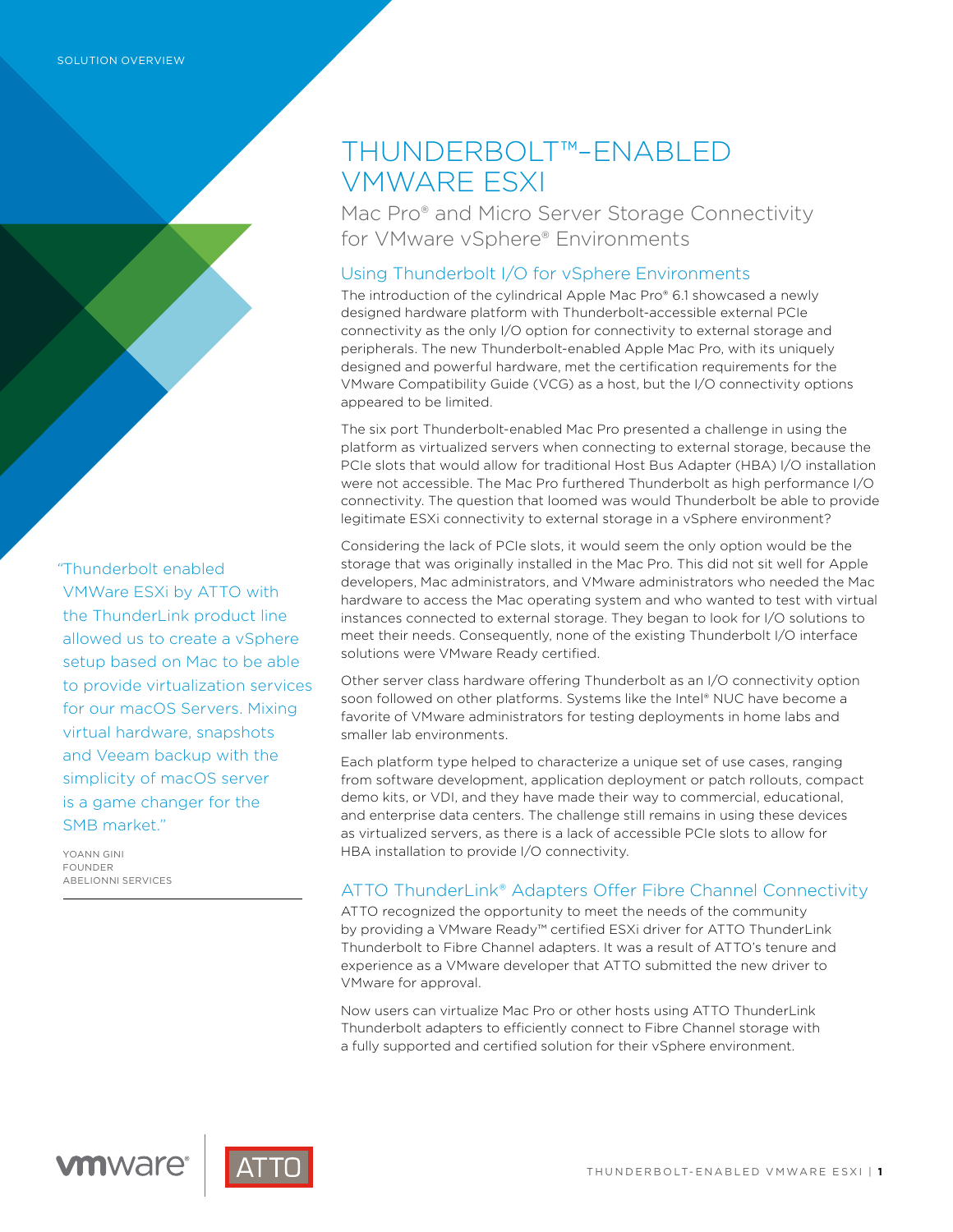SOLUTION OVERVIEW

# THUNDERBOLT™-ENABLED VMWARE ESXI

## Mac Pro® and Micro Server Storage Connectivity for VMware vSphere® Environments

### Using Thunderbolt I/O for vSphere Environments

The introduction of the cylindrical Apple Mac Pro® 6.1 showcased a newly designed hardware platform with Thunderbolt-accessible external PCIe connectivity as the only I/O option for connectivity to external storage and peripherals. The new Thunderbolt-enabled Apple Mac Pro, with its uniquely designed and powerful hardware, met the certification requirements for the VMware Compatibility Guide (VCG) as a host, but the I/O connectivity options appeared to be limited.

The six port Thunderbolt-enabled Mac Pro presented a challenge in using the platform as virtualized servers when connecting to external storage, because the PCIe slots that would allow for traditional Host Bus Adapter (HBA) I/O installation were not accessible. The Mac Pro furthered Thunderbolt as high performance I/O connectivity. The question that loomed was would Thunderbolt be able to provide legitimate ESXi connectivity to external storage in a vSphere environment?

Considering the lack of PCIe slots, it would seem the only option would be the storage that was originally installed in the Mac Pro. This did not sit well for Apple developers, Mac administrators, and VMware administrators who needed the Mac hardware to access the Mac operating system and who wanted to test with virtual instances connected to external storage. They began to look for I/O solutions to meet their needs. Consequently, none of the existing Thunderbolt I/O interface solutions were VMware Ready certified.

Other server class hardware offering Thunderbolt as an I/O connectivity option soon followed on other platforms. Systems like the Intel® NUC have become a favorite of VMware administrators for testing deployments in home labs and smaller lab environments.

Each platform type helped to characterize a unique set of use cases, ranging from software development, application deployment or patch rollouts, compact demo kits, or VDI, and they have made their way to commercial, educational, and enterprise data centers. The challenge still remains in using these devices as virtualized servers, as there is a lack of accessible PCIe slots to allow for HBA installation to provide I/O connectivity.

### ATTO ThunderLink® Adapters Offer Fibre Channel Connectivity

ATTO recognized the opportunity to meet the needs of the community by providing a VMware Ready™ certified ESXi driver for ATTO ThunderLink Thunderbolt to Fibre Channel adapters. It was a result of ATTO's tenure and experience as a VMware developer that ATTO submitted the new driver to VMware for approval.

Now users can virtualize Mac Pro or other hosts using ATTO ThunderLink Thunderbolt adapters to efficiently connect to Fibre Channel storage with a fully supported and certified solution for their vSphere environment.

> "Thunderbolt enabled VMWare ESXi by ATTO with the ThunderLink product line allowed us to create a vSphere setup based on Mac to be able to provide virtualization services for our macOS Servers. Mixing virtual hardware, snapshots and Veeam backup with the simplicity of macOS server is a game changer for the SMB market."
>
> YOANN GINI
> FOUNDER
> ABELIONNI SERVICES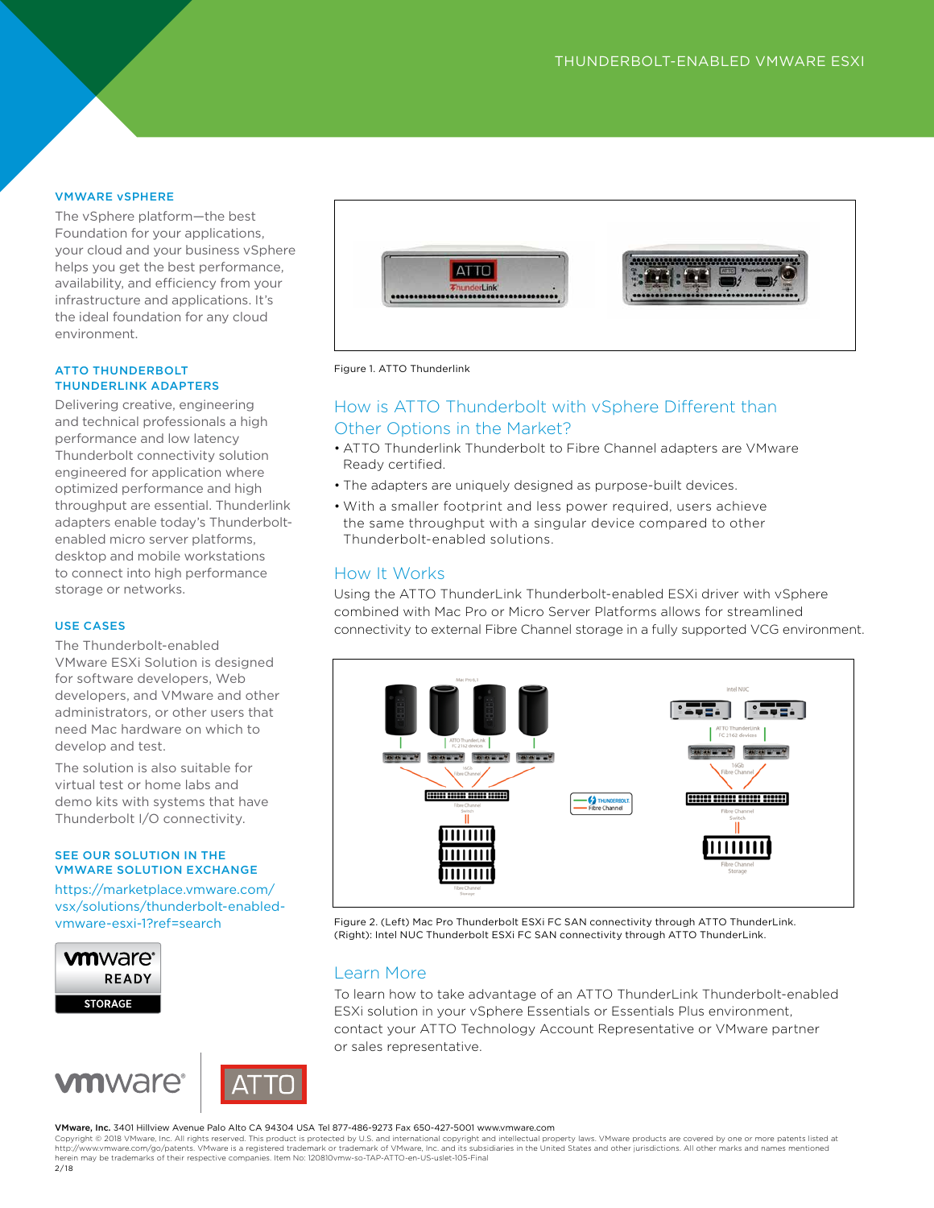## VMWARE vSPHERE

The vSphere platform—the best Foundation for your applications, your cloud and your business vSphere helps you get the best performance, availability, and efficiency from your infrastructure and applications. It's the ideal foundation for any cloud environment.

## ATTO THUNDERBOLT THUNDERLINK ADAPTERS

Delivering creative, engineering and technical professionals a high performance and low latency Thunderbolt connectivity solution engineered for application where optimized performance and high throughput are essential. Thunderlink adapters enable today's Thunderbolt-enabled micro server platforms, desktop and mobile workstations to connect into high performance storage or networks.

## USE CASES

The Thunderbolt-enabled VMware ESXi Solution is designed for software developers, Web developers, and VMware and other administrators, or other users that need Mac hardware on which to develop and test.

The solution is also suitable for virtual test or home labs and demo kits with systems that have Thunderbolt I/O connectivity.

## SEE OUR SOLUTION IN THE VMWARE SOLUTION EXCHANGE

https://marketplace.vmware.com/vsx/solutions/thunderbolt-enabled-vmware-esxi-1?ref=search

Figure 1. ATTO Thunderlink

## How is ATTO Thunderbolt with vSphere Different than Other Options in the Market?

- ATTO Thunderlink Thunderbolt to Fibre Channel adapters are VMware Ready certified.
- The adapters are uniquely designed as purpose-built devices.
- With a smaller footprint and less power required, users achieve the same throughput with a singular device compared to other Thunderbolt-enabled solutions.

## How It Works

Using the ATTO ThunderLink Thunderbolt-enabled ESXi driver with vSphere combined with Mac Pro or Micro Server Platforms allows for streamlined connectivity to external Fibre Channel storage in a fully supported VCG environment.

Figure 2. (Left) Mac Pro Thunderbolt ESXi FC SAN connectivity through ATTO ThunderLink. (Right): Intel NUC Thunderbolt ESXi FC SAN connectivity through ATTO ThunderLink.

## Learn More

To learn how to take advantage of an ATTO ThunderLink Thunderbolt-enabled ESXi solution in your vSphere Essentials or Essentials Plus environment, contact your ATTO Technology Account Representative or VMware partner or sales representative.

**VMware, Inc.** 3401 Hillview Avenue Palo Alto CA 94304 USA Tel 877-486-9273 Fax 650-427-5001 www.vmware.com
Copyright © 2018 VMware, Inc. All rights reserved. This product is protected by U.S. and international copyright and intellectual property laws. VMware products are covered by one or more patents listed at http://www.vmware.com/go/patents. VMware is a registered trademark or trademark of VMware, Inc. and its subsidiaries in the United States and other jurisdictions. All other marks and names mentioned herein may be trademarks of their respective companies. Item No: 120810vmw-so-TAP-ATTO-en-US-uslet-105-Final
2/18